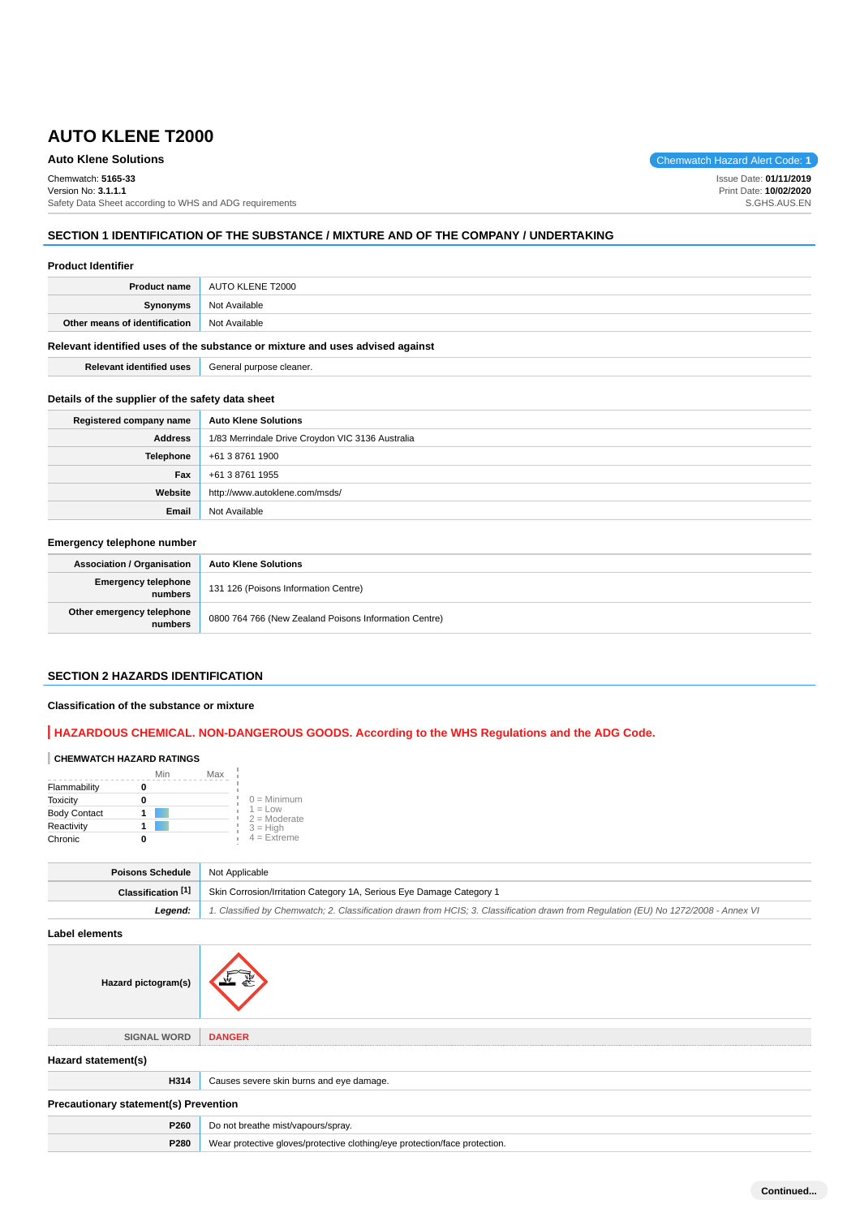# AUTO KLENE T2000

**Auto Klene Solutions**

Chemwatch Hazard Alert Code: **1**

Chemwatch: **5165-33**
Version No: **3.1.1.1**
Safety Data Sheet according to WHS and ADG requirements

Issue Date: **01/11/2019**
Print Date: **10/02/2020**
S.GHS.AUS.EN

## SECTION 1 IDENTIFICATION OF THE SUBSTANCE / MIXTURE AND OF THE COMPANY / UNDERTAKING

### Product Identifier

| | |
|---|---|
| **Product name** | AUTO KLENE T2000 |
| **Synonyms** | Not Available |
| **Other means of identification** | Not Available |

### Relevant identified uses of the substance or mixture and uses advised against

| | |
|---|---|
| **Relevant identified uses** | General purpose cleaner. |

### Details of the supplier of the safety data sheet

| | |
|---|---|
| **Registered company name** | **Auto Klene Solutions** |
| **Address** | 1/83 Merrindale Drive Croydon VIC 3136 Australia |
| **Telephone** | +61 3 8761 1900 |
| **Fax** | +61 3 8761 1955 |
| **Website** | http://www.autoklene.com/msds/ |
| **Email** | Not Available |

### Emergency telephone number

| | |
|---|---|
| **Association / Organisation** | **Auto Klene Solutions** |
| **Emergency telephone numbers** | 131 126 (Poisons Information Centre) |
| **Other emergency telephone numbers** | 0800 764 766 (New Zealand Poisons Information Centre) |

## SECTION 2 HAZARDS IDENTIFICATION

### Classification of the substance or mixture

**HAZARDOUS CHEMICAL. NON-DANGEROUS GOODS. According to the WHS Regulations and the ADG Code.**

**CHEMWATCH HAZARD RATINGS**

| | Min | Max |
|---|---|---|
| Flammability | 0 | |
| Toxicity | 0 | |
| Body Contact | 1 | |
| Reactivity | 1 | |
| Chronic | 0 | |

0 = Minimum
1 = Low
2 = Moderate
3 = High
4 = Extreme

| | |
|---|---|
| **Poisons Schedule** | Not Applicable |
| **Classification [1]** | Skin Corrosion/Irritation Category 1A, Serious Eye Damage Category 1 |
| ***Legend:*** | *1. Classified by Chemwatch; 2. Classification drawn from HCIS; 3. Classification drawn from Regulation (EU) No 1272/2008 - Annex VI* |

### Label elements

| | |
|---|---|
| **Hazard pictogram(s)** | |
| **SIGNAL WORD** | **DANGER** |

### Hazard statement(s)

| | |
|---|---|
| **H314** | Causes severe skin burns and eye damage. |

### Precautionary statement(s) Prevention

| | |
|---|---|
| **P260** | Do not breathe mist/vapours/spray. |
| **P280** | Wear protective gloves/protective clothing/eye protection/face protection. |

**Continued...**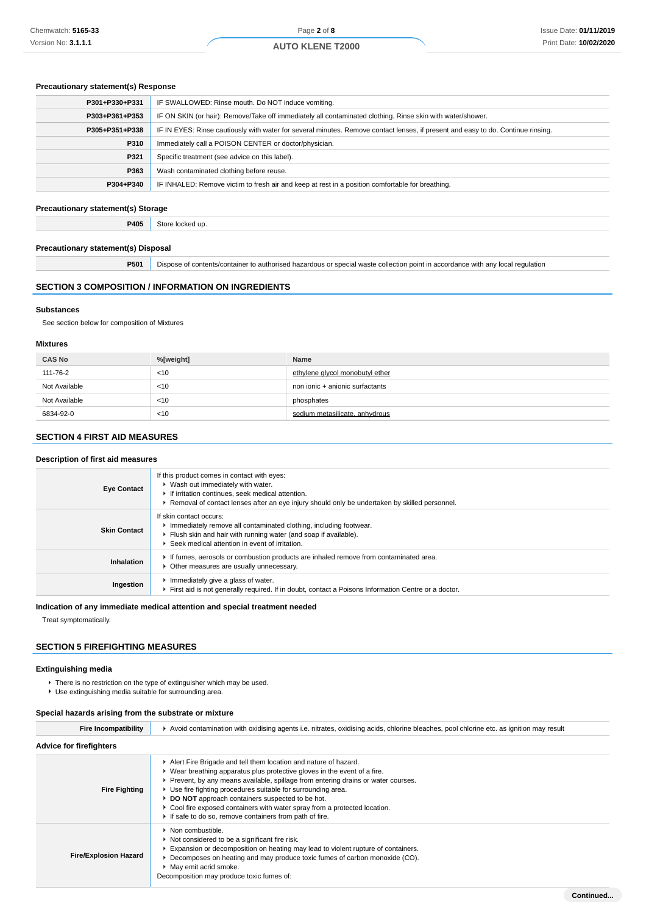### Precautionary statement(s) Response

| | |
|---|---|
| P301+P330+P331 | IF SWALLOWED: Rinse mouth. Do NOT induce vomiting. |
| P303+P361+P353 | IF ON SKIN (or hair): Remove/Take off immediately all contaminated clothing. Rinse skin with water/shower. |
| P305+P351+P338 | IF IN EYES: Rinse cautiously with water for several minutes. Remove contact lenses, if present and easy to do. Continue rinsing. |
| P310 | Immediately call a POISON CENTER or doctor/physician. |
| P321 | Specific treatment (see advice on this label). |
| P363 | Wash contaminated clothing before reuse. |
| P304+P340 | IF INHALED: Remove victim to fresh air and keep at rest in a position comfortable for breathing. |

### Precautionary statement(s) Storage

| | |
|---|---|
| P405 | Store locked up. |

### Precautionary statement(s) Disposal

| | |
|---|---|
| P501 | Dispose of contents/container to authorised hazardous or special waste collection point in accordance with any local regulation |

## SECTION 3 COMPOSITION / INFORMATION ON INGREDIENTS

### Substances

See section below for composition of Mixtures

### Mixtures

| CAS No | %[weight] | Name |
|---|---|---|
| 111-76-2 | <10 | ethylene glycol monobutyl ether |
| Not Available | <10 | non ionic + anionic surfactants |
| Not Available | <10 | phosphates |
| 6834-92-0 | <10 | sodium metasilicate, anhydrous |

## SECTION 4 FIRST AID MEASURES

### Description of first aid measures

| | |
|---|---|
| Eye Contact | If this product comes in contact with eyes:<br>▸ Wash out immediately with water.<br>▸ If irritation continues, seek medical attention.<br>▸ Removal of contact lenses after an eye injury should only be undertaken by skilled personnel. |
| Skin Contact | If skin contact occurs:<br>▸ Immediately remove all contaminated clothing, including footwear.<br>▸ Flush skin and hair with running water (and soap if available).<br>▸ Seek medical attention in event of irritation. |
| Inhalation | ▸ If fumes, aerosols or combustion products are inhaled remove from contaminated area.<br>▸ Other measures are usually unnecessary. |
| Ingestion | ▸ Immediately give a glass of water.<br>▸ First aid is not generally required. If in doubt, contact a Poisons Information Centre or a doctor. |

### Indication of any immediate medical attention and special treatment needed

Treat symptomatically.

## SECTION 5 FIREFIGHTING MEASURES

### Extinguishing media

- There is no restriction on the type of extinguisher which may be used.
- Use extinguishing media suitable for surrounding area.

### Special hazards arising from the substrate or mixture

| | |
|---|---|
| Fire Incompatibility | ▸ Avoid contamination with oxidising agents i.e. nitrates, oxidising acids, chlorine bleaches, pool chlorine etc. as ignition may result |

### Advice for firefighters

| | |
|---|---|
| Fire Fighting | ▸ Alert Fire Brigade and tell them location and nature of hazard.<br>▸ Wear breathing apparatus plus protective gloves in the event of a fire.<br>▸ Prevent, by any means available, spillage from entering drains or water courses.<br>▸ Use fire fighting procedures suitable for surrounding area.<br>▸ **DO NOT** approach containers suspected to be hot.<br>▸ Cool fire exposed containers with water spray from a protected location.<br>▸ If safe to do so, remove containers from path of fire. |
| Fire/Explosion Hazard | ▸ Non combustible.<br>▸ Not considered to be a significant fire risk.<br>▸ Expansion or decomposition on heating may lead to violent rupture of containers.<br>▸ Decomposes on heating and may produce toxic fumes of carbon monoxide (CO).<br>▸ May emit acrid smoke.<br>Decomposition may produce toxic fumes of: |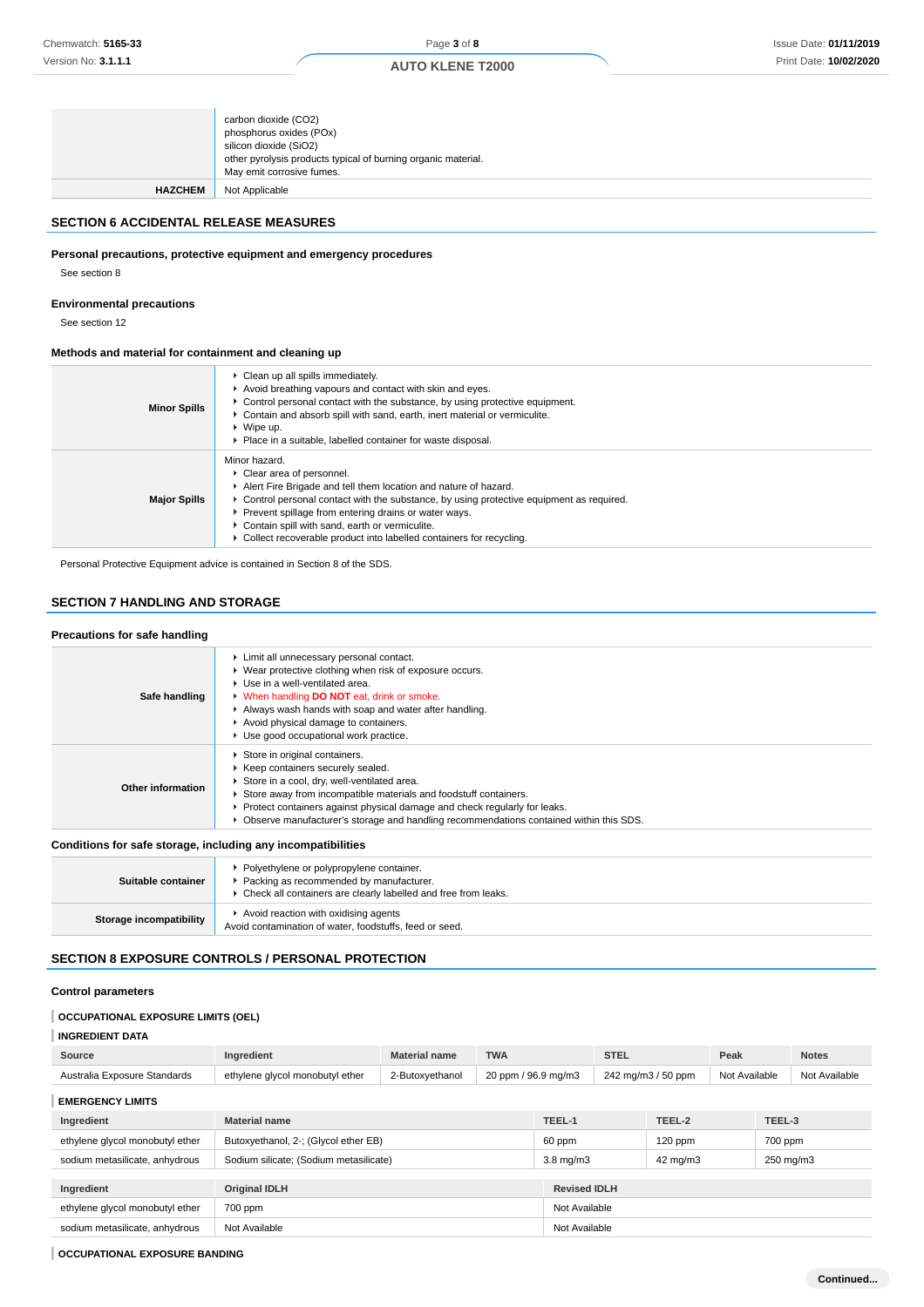| | |
|---|---|
| | carbon dioxide ($CO_2$)<br>phosphorus oxides (POx)<br>silicon dioxide ($SiO_2$)<br>other pyrolysis products typical of burning organic material.<br>May emit corrosive fumes. |
| **HAZCHEM** | Not Applicable |

## SECTION 6 ACCIDENTAL RELEASE MEASURES

### Personal precautions, protective equipment and emergency procedures

See section 8

### Environmental precautions

See section 12

### Methods and material for containment and cleaning up

| | |
|---|---|
| **Minor Spills** | - Clean up all spills immediately.<br>- Avoid breathing vapours and contact with skin and eyes.<br>- Control personal contact with the substance, by using protective equipment.<br>- Contain and absorb spill with sand, earth, inert material or vermiculite.<br>- Wipe up.<br>- Place in a suitable, labelled container for waste disposal. |
| **Major Spills** | Minor hazard.<br>- Clear area of personnel.<br>- Alert Fire Brigade and tell them location and nature of hazard.<br>- Control personal contact with the substance, by using protective equipment as required.<br>- Prevent spillage from entering drains or water ways.<br>- Contain spill with sand, earth or vermiculite.<br>- Collect recoverable product into labelled containers for recycling. |

Personal Protective Equipment advice is contained in Section 8 of the SDS.

## SECTION 7 HANDLING AND STORAGE

### Precautions for safe handling

| | |
|---|---|
| **Safe handling** | - Limit all unnecessary personal contact.<br>- Wear protective clothing when risk of exposure occurs.<br>- Use in a well-ventilated area.<br>- When handling **DO NOT** eat, drink or smoke.<br>- Always wash hands with soap and water after handling.<br>- Avoid physical damage to containers.<br>- Use good occupational work practice. |
| **Other information** | - Store in original containers.<br>- Keep containers securely sealed.<br>- Store in a cool, dry, well-ventilated area.<br>- Store away from incompatible materials and foodstuff containers.<br>- Protect containers against physical damage and check regularly for leaks.<br>- Observe manufacturer's storage and handling recommendations contained within this SDS. |

### Conditions for safe storage, including any incompatibilities

| | |
|---|---|
| **Suitable container** | - Polyethylene or polypropylene container.<br>- Packing as recommended by manufacturer.<br>- Check all containers are clearly labelled and free from leaks. |
| **Storage incompatibility** | - Avoid reaction with oxidising agents<br>Avoid contamination of water, foodstuffs, feed or seed. |

## SECTION 8 EXPOSURE CONTROLS / PERSONAL PROTECTION

### Control parameters

**OCCUPATIONAL EXPOSURE LIMITS (OEL)**

**INGREDIENT DATA**

| Source | Ingredient | Material name | TWA | STEL | Peak | Notes |
|---|---|---|---|---|---|---|
| Australia Exposure Standards | ethylene glycol monobutyl ether | 2-Butoxyethanol | 20 ppm / 96.9 mg/m3 | 242 mg/m3 / 50 ppm | Not Available | Not Available |

**EMERGENCY LIMITS**

| Ingredient | Material name | TEEL-1 | TEEL-2 | TEEL-3 |
|---|---|---|---|---|
| ethylene glycol monobutyl ether | Butoxyethanol, 2-; (Glycol ether EB) | 60 ppm | 120 ppm | 700 ppm |
| sodium metasilicate, anhydrous | Sodium silicate; (Sodium metasilicate) | 3.8 mg/m3 | 42 mg/m3 | 250 mg/m3 |

| Ingredient | Original IDLH | Revised IDLH |
|---|---|---|
| ethylene glycol monobutyl ether | 700 ppm | Not Available |
| sodium metasilicate, anhydrous | Not Available | Not Available |

**OCCUPATIONAL EXPOSURE BANDING**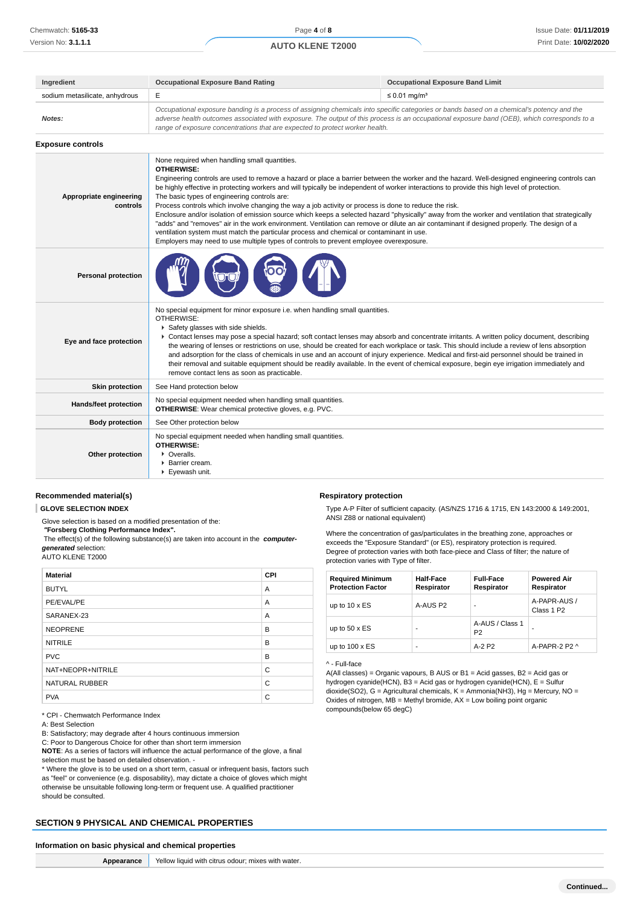| Ingredient | Occupational Exposure Band Rating | Occupational Exposure Band Limit |
|---|---|---|
| sodium metasilicate, anhydrous | E | ≤ 0.01 mg/m³ |
| **Notes:** | *Occupational exposure banding is a process of assigning chemicals into specific categories or bands based on a chemical's potency and the adverse health outcomes associated with exposure. The output of this process is an occupational exposure band (OEB), which corresponds to a range of exposure concentrations that are expected to protect worker health.* | |

### Exposure controls

| | |
|---|---|
| **Appropriate engineering controls** | None required when handling small quantities.<br>**OTHERWISE:**<br>Engineering controls are used to remove a hazard or place a barrier between the worker and the hazard. Well-designed engineering controls can be highly effective in protecting workers and will typically be independent of worker interactions to provide this high level of protection.<br>The basic types of engineering controls are:<br>Process controls which involve changing the way a job activity or process is done to reduce the risk.<br>Enclosure and/or isolation of emission source which keeps a selected hazard "physically" away from the worker and ventilation that strategically "adds" and "removes" air in the work environment. Ventilation can remove or dilute an air contaminant if designed properly. The design of a ventilation system must match the particular process and chemical or contaminant in use.<br>Employers may need to use multiple types of controls to prevent employee overexposure. |
| **Personal protection** | |
| **Eye and face protection** | No special equipment for minor exposure i.e. when handling small quantities.<br>OTHERWISE:<br>- Safety glasses with side shields.<br>- Contact lenses may pose a special hazard; soft contact lenses may absorb and concentrate irritants. A written policy document, describing the wearing of lenses or restrictions on use, should be created for each workplace or task. This should include a review of lens absorption and adsorption for the class of chemicals in use and an account of injury experience. Medical and first-aid personnel should be trained in their removal and suitable equipment should be readily available. In the event of chemical exposure, begin eye irrigation immediately and remove contact lens as soon as practicable. |
| **Skin protection** | See Hand protection below |
| **Hands/feet protection** | No special equipment needed when handling small quantities.<br>**OTHERWISE**: Wear chemical protective gloves, e.g. PVC. |
| **Body protection** | See Other protection below |
| **Other protection** | No special equipment needed when handling small quantities.<br>**OTHERWISE:**<br>- Overalls.<br>- Barrier cream.<br>- Eyewash unit. |

### Recommended material(s)

**GLOVE SELECTION INDEX**

Glove selection is based on a modified presentation of the:
***"Forsberg Clothing Performance Index".***
The effect(s) of the following substance(s) are taken into account in the ***computer-generated*** selection:
AUTO KLENE T2000

| Material | CPI |
|---|---|
| BUTYL | A |
| PE/EVAL/PE | A |
| SARANEX-23 | A |
| NEOPRENE | B |
| NITRILE | B |
| PVC | B |
| NAT+NEOPR+NITRILE | C |
| NATURAL RUBBER | C |
| PVA | C |

* CPI - Chemwatch Performance Index
A: Best Selection
B: Satisfactory; may degrade after 4 hours continuous immersion
C: Poor to Dangerous Choice for other than short term immersion
**NOTE**: As a series of factors will influence the actual performance of the glove, a final selection must be based on detailed observation. -
* Where the glove is to be used on a short term, casual or infrequent basis, factors such as "feel" or convenience (e.g. disposability), may dictate a choice of gloves which might otherwise be unsuitable following long-term or frequent use. A qualified practitioner should be consulted.

### Respiratory protection

Type A-P Filter of sufficient capacity. (AS/NZS 1716 & 1715, EN 143:2000 & 149:2001, ANSI Z88 or national equivalent)

Where the concentration of gas/particulates in the breathing zone, approaches or exceeds the "Exposure Standard" (or ES), respiratory protection is required.
Degree of protection varies with both face-piece and Class of filter; the nature of protection varies with Type of filter.

| Required Minimum Protection Factor | Half-Face Respirator | Full-Face Respirator | Powered Air Respirator |
|---|---|---|---|
| up to 10 x ES | A-AUS P2 | - | A-PAPR-AUS / Class 1 P2 |
| up to 50 x ES | - | A-AUS / Class 1 P2 | - |
| up to 100 x ES | - | A-2 P2 | A-PAPR-2 P2 ^ |

^ - Full-face
A(All classes) = Organic vapours, B AUS or B1 = Acid gasses, B2 = Acid gas or hydrogen cyanide(HCN), B3 = Acid gas or hydrogen cyanide(HCN), E = Sulfur dioxide(SO2), G = Agricultural chemicals, K = Ammonia(NH3), Hg = Mercury, NO = Oxides of nitrogen, MB = Methyl bromide, AX = Low boiling point organic compounds(below 65 degC)

## SECTION 9 PHYSICAL AND CHEMICAL PROPERTIES

### Information on basic physical and chemical properties

| | |
|---|---|
| **Appearance** | Yellow liquid with citrus odour; mixes with water. |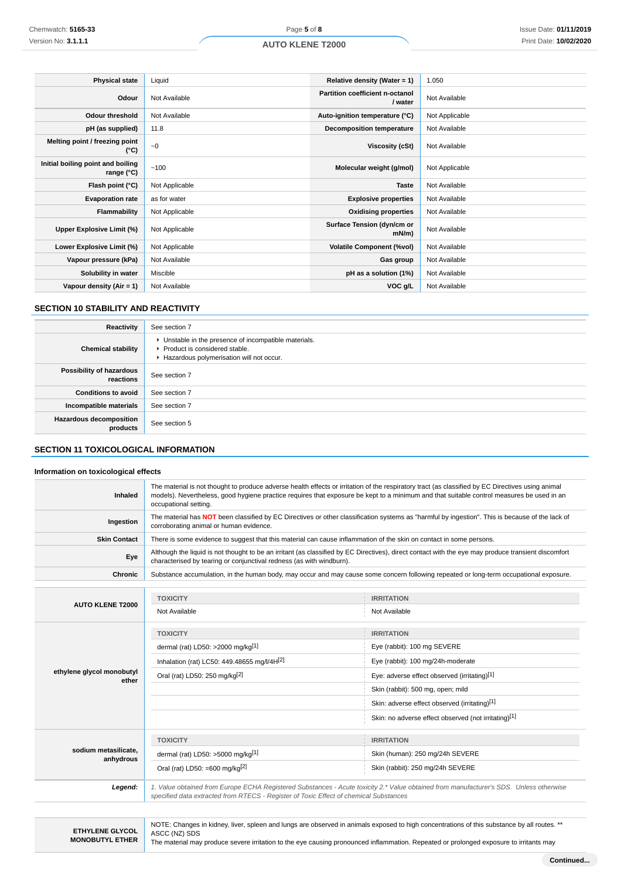| | | | |
|---|---|---|---|
| **Physical state** | Liquid | **Relative density (Water = 1)** | 1.050 |
| **Odour** | Not Available | **Partition coefficient n-octanol / water** | Not Available |
| **Odour threshold** | Not Available | **Auto-ignition temperature (°C)** | Not Applicable |
| **pH (as supplied)** | 11.8 | **Decomposition temperature** | Not Available |
| **Melting point / freezing point (°C)** | ~0 | **Viscosity (cSt)** | Not Available |
| **Initial boiling point and boiling range (°C)** | ~100 | **Molecular weight (g/mol)** | Not Applicable |
| **Flash point (°C)** | Not Applicable | **Taste** | Not Available |
| **Evaporation rate** | as for water | **Explosive properties** | Not Available |
| **Flammability** | Not Applicable | **Oxidising properties** | Not Available |
| **Upper Explosive Limit (%)** | Not Applicable | **Surface Tension (dyn/cm or mN/m)** | Not Available |
| **Lower Explosive Limit (%)** | Not Applicable | **Volatile Component (%vol)** | Not Available |
| **Vapour pressure (kPa)** | Not Available | **Gas group** | Not Available |
| **Solubility in water** | Miscible | **pH as a solution (1%)** | Not Available |
| **Vapour density (Air = 1)** | Not Available | **VOC g/L** | Not Available |

## SECTION 10 STABILITY AND REACTIVITY

| | |
|---|---|
| **Reactivity** | See section 7 |
| **Chemical stability** | ▸ Unstable in the presence of incompatible materials.<br>▸ Product is considered stable.<br>▸ Hazardous polymerisation will not occur. |
| **Possibility of hazardous reactions** | See section 7 |
| **Conditions to avoid** | See section 7 |
| **Incompatible materials** | See section 7 |
| **Hazardous decomposition products** | See section 5 |

## SECTION 11 TOXICOLOGICAL INFORMATION

### Information on toxicological effects

| | |
|---|---|
| **Inhaled** | The material is not thought to produce adverse health effects or irritation of the respiratory tract (as classified by EC Directives using animal models). Nevertheless, good hygiene practice requires that exposure be kept to a minimum and that suitable control measures be used in an occupational setting. |
| **Ingestion** | The material has **NOT** been classified by EC Directives or other classification systems as "harmful by ingestion". This is because of the lack of corroborating animal or human evidence. |
| **Skin Contact** | There is some evidence to suggest that this material can cause inflammation of the skin on contact in some persons. |
| **Eye** | Although the liquid is not thought to be an irritant (as classified by EC Directives), direct contact with the eye may produce transient discomfort characterised by tearing or conjunctival redness (as with windburn). |
| **Chronic** | Substance accumulation, in the human body, may occur and may cause some concern following repeated or long-term occupational exposure. |

| | TOXICITY | IRRITATION |
|---|---|---|
| **AUTO KLENE T2000** | Not Available | Not Available |
| **ethylene glycol monobutyl ether** | dermal (rat) LD50: >2000 mg/kg[1] | Eye (rabbit): 100 mg SEVERE |
| | Inhalation (rat) LC50: 449.48655 mg/l/4H[2] | Eye (rabbit): 100 mg/24h-moderate |
| | Oral (rat) LD50: 250 mg/kg[2] | Eye: adverse effect observed (irritating)[1] |
| | | Skin (rabbit): 500 mg, open; mild |
| | | Skin: adverse effect observed (irritating)[1] |
| | | Skin: no adverse effect observed (not irritating)[1] |
| **sodium metasilicate, anhydrous** | dermal (rat) LD50: >5000 mg/kg[1] | Skin (human): 250 mg/24h SEVERE |
| | Oral (rat) LD50: =600 mg/kg[2] | Skin (rabbit): 250 mg/24h SEVERE |
| ***Legend:*** | *1. Value obtained from Europe ECHA Registered Substances - Acute toxicity 2.* Value obtained from manufacturer's SDS. Unless otherwise specified data extracted from RTECS - Register of Toxic Effect of chemical Substances* | |

| | |
|---|---|
| **ETHYLENE GLYCOL MONOBUTYL ETHER** | NOTE: Changes in kidney, liver, spleen and lungs are observed in animals exposed to high concentrations of this substance by all routes. ** ASCC (NZ) SDS<br>The material may produce severe irritation to the eye causing pronounced inflammation. Repeated or prolonged exposure to irritants may |

**Continued...**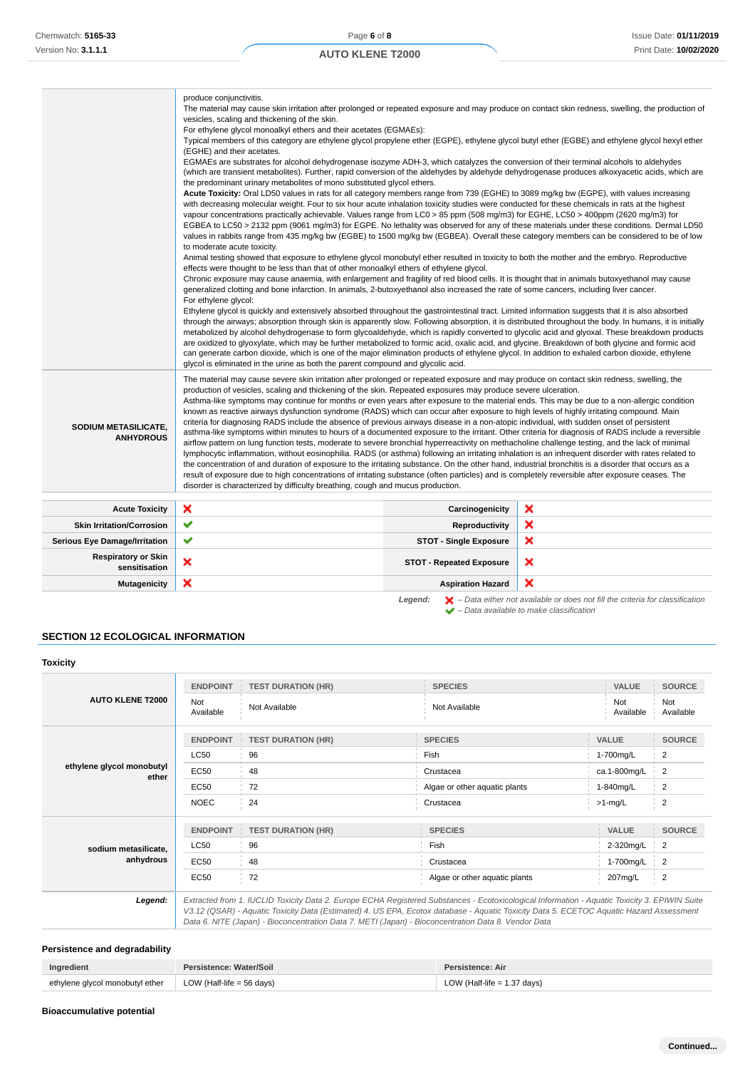| | |
|---|---|
| | produce conjunctivitis.<br>The material may cause skin irritation after prolonged or repeated exposure and may produce on contact skin redness, swelling, the production of vesicles, scaling and thickening of the skin.<br>For ethylene glycol monoalkyl ethers and their acetates (EGMAEs):<br>Typical members of this category are ethylene glycol propylene ether (EGPE), ethylene glycol butyl ether (EGBE) and ethylene glycol hexyl ether (EGHE) and their acetates.<br>EGMAEs are substrates for alcohol dehydrogenase isozyme ADH-3, which catalyzes the conversion of their terminal alcohols to aldehydes (which are transient metabolites). Further, rapid conversion of the aldehydes by aldehyde dehydrogenase produces alkoxyacetic acids, which are the predominant urinary metabolites of mono substituted glycol ethers.<br>**Acute Toxicity:** Oral LD50 values in rats for all category members range from 739 (EGHE) to 3089 mg/kg bw (EGPE), with values increasing with decreasing molecular weight. Four to six hour acute inhalation toxicity studies were conducted for these chemicals in rats at the highest vapour concentrations practically achievable. Values range from LC0 > 85 ppm (508 mg/m3) for EGHE, LC50 > 400ppm (2620 mg/m3) for EGBEA to LC50 > 2132 ppm (9061 mg/m3) for EGPE. No lethality was observed for any of these materials under these conditions. Dermal LD50 values in rabbits range from 435 mg/kg bw (EGBE) to 1500 mg/kg bw (EGBEA). Overall these category members can be considered to be of low to moderate acute toxicity.<br>Animal testing showed that exposure to ethylene glycol monobutyl ether resulted in toxicity to both the mother and the embryo. Reproductive effects were thought to be less than that of other monoalkyl ethers of ethylene glycol.<br>Chronic exposure may cause anaemia, with enlargement and fragility of red blood cells. It is thought that in animals butoxyethanol may cause generalized clotting and bone infarction. In animals, 2-butoxyethanol also increased the rate of some cancers, including liver cancer.<br>For ethylene glycol:<br>Ethylene glycol is quickly and extensively absorbed throughout the gastrointestinal tract. Limited information suggests that it is also absorbed through the airways; absorption through skin is apparently slow. Following absorption, it is distributed throughout the body. In humans, it is initially metabolized by alcohol dehydrogenase to form glycoaldehyde, which is rapidly converted to glycolic acid and glyoxal. These breakdown products are oxidized to glyoxylate, which may be further metabolized to formic acid, oxalic acid, and glycine. Breakdown of both glycine and formic acid can generate carbon dioxide, which is one of the major elimination products of ethylene glycol. In addition to exhaled carbon dioxide, ethylene glycol is eliminated in the urine as both the parent compound and glycolic acid. |
| **SODIUM METASILICATE, ANHYDROUS** | The material may cause severe skin irritation after prolonged or repeated exposure and may produce on contact skin redness, swelling, the production of vesicles, scaling and thickening of the skin. Repeated exposures may produce severe ulceration.<br>Asthma-like symptoms may continue for months or even years after exposure to the material ends. This may be due to a non-allergic condition known as reactive airways dysfunction syndrome (RADS) which can occur after exposure to high levels of highly irritating compound. Main criteria for diagnosing RADS include the absence of previous airways disease in a non-atopic individual, with sudden onset of persistent asthma-like symptoms within minutes to hours of a documented exposure to the irritant. Other criteria for diagnosis of RADS include a reversible airflow pattern on lung function tests, moderate to severe bronchial hyperreactivity on methacholine challenge testing, and the lack of minimal lymphocytic inflammation, without eosinophilia. RADS (or asthma) following an irritating inhalation is an infrequent disorder with rates related to the concentration of and duration of exposure to the irritating substance. On the other hand, industrial bronchitis is a disorder that occurs as a result of exposure due to high concentrations of irritating substance (often particles) and is completely reversible after exposure ceases. The disorder is characterized by difficulty breathing, cough and mucus production. |

| | | | |
|---|---|---|---|
| **Acute Toxicity** | ✘ | **Carcinogenicity** | ✘ |
| **Skin Irritation/Corrosion** | ✔ | **Reproductivity** | ✘ |
| **Serious Eye Damage/Irritation** | ✔ | **STOT - Single Exposure** | ✘ |
| **Respiratory or Skin sensitisation** | ✘ | **STOT - Repeated Exposure** | ✘ |
| **Mutagenicity** | ✘ | **Aspiration Hazard** | ✘ |

*Legend:* ✘ *– Data either not available or does not fill the criteria for classification*
✔ *– Data available to make classification*

## SECTION 12 ECOLOGICAL INFORMATION

### Toxicity

| | ENDPOINT | TEST DURATION (HR) | SPECIES | VALUE | SOURCE |
|---|---|---|---|---|---|
| **AUTO KLENE T2000** | Not Available | Not Available | Not Available | Not Available | Not Available |
| **ethylene glycol monobutyl ether** | LC50 | 96 | Fish | 1-700mg/L | 2 |
| | EC50 | 48 | Crustacea | ca.1-800mg/L | 2 |
| | EC50 | 72 | Algae or other aquatic plants | 1-840mg/L | 2 |
| | NOEC | 24 | Crustacea | >1-mg/L | 2 |
| **sodium metasilicate, anhydrous** | LC50 | 96 | Fish | 2-320mg/L | 2 |
| | EC50 | 48 | Crustacea | 1-700mg/L | 2 |
| | EC50 | 72 | Algae or other aquatic plants | 207mg/L | 2 |

***Legend:*** *Extracted from 1. IUCLID Toxicity Data 2. Europe ECHA Registered Substances - Ecotoxicological Information - Aquatic Toxicity 3. EPIWIN Suite V3.12 (QSAR) - Aquatic Toxicity Data (Estimated) 4. US EPA, Ecotox database - Aquatic Toxicity Data 5. ECETOC Aquatic Hazard Assessment Data 6. NITE (Japan) - Bioconcentration Data 7. METI (Japan) - Bioconcentration Data 8. Vendor Data*

### Persistence and degradability

| Ingredient | Persistence: Water/Soil | Persistence: Air |
|---|---|---|
| ethylene glycol monobutyl ether | LOW (Half-life = 56 days) | LOW (Half-life = 1.37 days) |

### Bioaccumulative potential

**Continued...**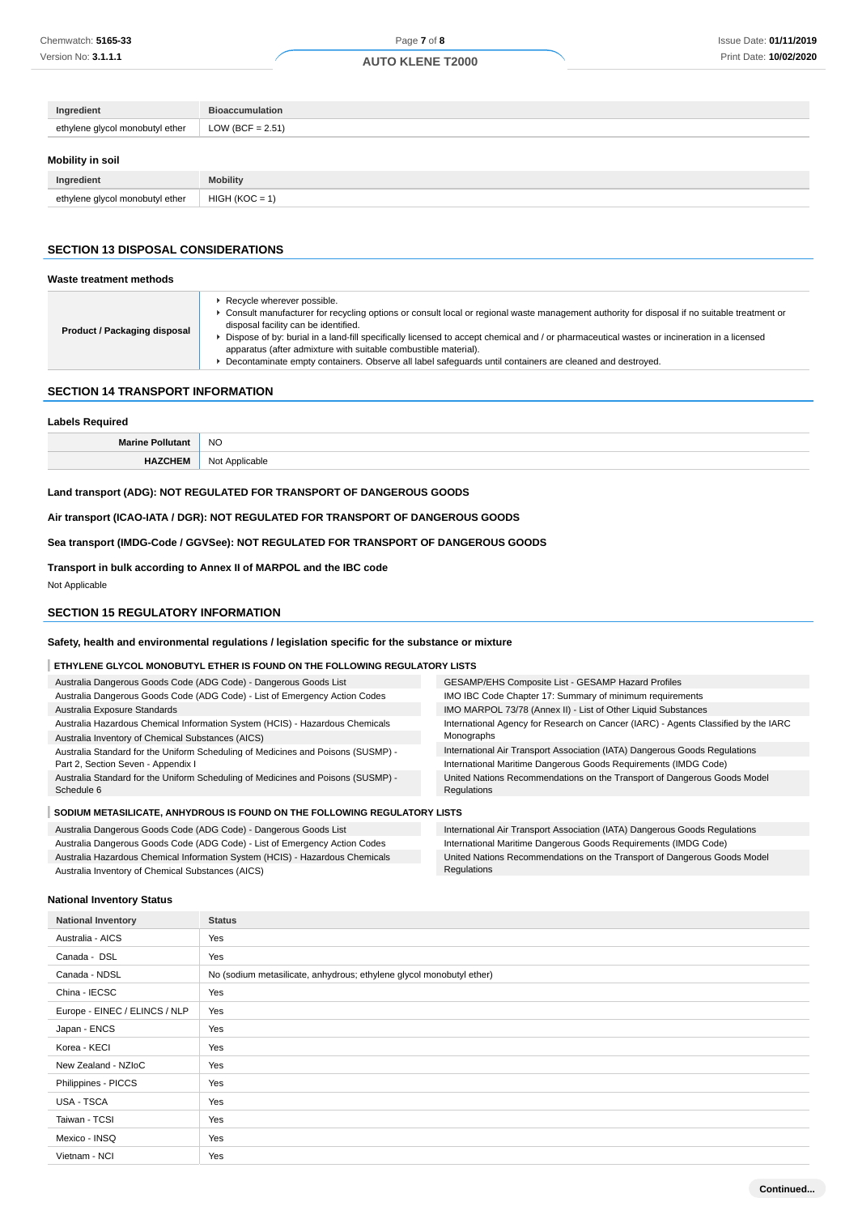| Ingredient | Bioaccumulation |
|---|---|
| ethylene glycol monobutyl ether | LOW (BCF = 2.51) |

### Mobility in soil

| Ingredient | Mobility |
|---|---|
| ethylene glycol monobutyl ether | HIGH (KOC = 1) |

## SECTION 13 DISPOSAL CONSIDERATIONS

### Waste treatment methods

| | |
|---|---|
| **Product / Packaging disposal** | ▸ Recycle wherever possible.<br>▸ Consult manufacturer for recycling options or consult local or regional waste management authority for disposal if no suitable treatment or disposal facility can be identified.<br>▸ Dispose of by: burial in a land-fill specifically licensed to accept chemical and / or pharmaceutical wastes or incineration in a licensed apparatus (after admixture with suitable combustible material).<br>▸ Decontaminate empty containers. Observe all label safeguards until containers are cleaned and destroyed. |

## SECTION 14 TRANSPORT INFORMATION

### Labels Required

| | |
|---|---|
| **Marine Pollutant** | NO |
| **HAZCHEM** | Not Applicable |

**Land transport (ADG): NOT REGULATED FOR TRANSPORT OF DANGEROUS GOODS**

**Air transport (ICAO-IATA / DGR): NOT REGULATED FOR TRANSPORT OF DANGEROUS GOODS**

**Sea transport (IMDG-Code / GGVSee): NOT REGULATED FOR TRANSPORT OF DANGEROUS GOODS**

**Transport in bulk according to Annex II of MARPOL and the IBC code**

Not Applicable

## SECTION 15 REGULATORY INFORMATION

### Safety, health and environmental regulations / legislation specific for the substance or mixture

**ETHYLENE GLYCOL MONOBUTYL ETHER IS FOUND ON THE FOLLOWING REGULATORY LISTS**

| | |
|---|---|
| Australia Dangerous Goods Code (ADG Code) - Dangerous Goods List | GESAMP/EHS Composite List - GESAMP Hazard Profiles |
| Australia Dangerous Goods Code (ADG Code) - List of Emergency Action Codes | IMO IBC Code Chapter 17: Summary of minimum requirements |
| Australia Exposure Standards | IMO MARPOL 73/78 (Annex II) - List of Other Liquid Substances |
| Australia Hazardous Chemical Information System (HCIS) - Hazardous Chemicals | International Agency for Research on Cancer (IARC) - Agents Classified by the IARC Monographs |
| Australia Inventory of Chemical Substances (AICS) | International Air Transport Association (IATA) Dangerous Goods Regulations |
| Australia Standard for the Uniform Scheduling of Medicines and Poisons (SUSMP) - Part 2, Section Seven - Appendix I | International Maritime Dangerous Goods Requirements (IMDG Code) |
| Australia Standard for the Uniform Scheduling of Medicines and Poisons (SUSMP) - Schedule 6 | United Nations Recommendations on the Transport of Dangerous Goods Model Regulations |

**SODIUM METASILICATE, ANHYDROUS IS FOUND ON THE FOLLOWING REGULATORY LISTS**

| | |
|---|---|
| Australia Dangerous Goods Code (ADG Code) - Dangerous Goods List | International Air Transport Association (IATA) Dangerous Goods Regulations |
| Australia Dangerous Goods Code (ADG Code) - List of Emergency Action Codes | International Maritime Dangerous Goods Requirements (IMDG Code) |
| Australia Hazardous Chemical Information System (HCIS) - Hazardous Chemicals | United Nations Recommendations on the Transport of Dangerous Goods Model Regulations |
| Australia Inventory of Chemical Substances (AICS) | |

### National Inventory Status

| National Inventory | Status |
|---|---|
| Australia - AICS | Yes |
| Canada - DSL | Yes |
| Canada - NDSL | No (sodium metasilicate, anhydrous; ethylene glycol monobutyl ether) |
| China - IECSC | Yes |
| Europe - EINEC / ELINCS / NLP | Yes |
| Japan - ENCS | Yes |
| Korea - KECI | Yes |
| New Zealand - NZIoC | Yes |
| Philippines - PICCS | Yes |
| USA - TSCA | Yes |
| Taiwan - TCSI | Yes |
| Mexico - INSQ | Yes |
| Vietnam - NCI | Yes |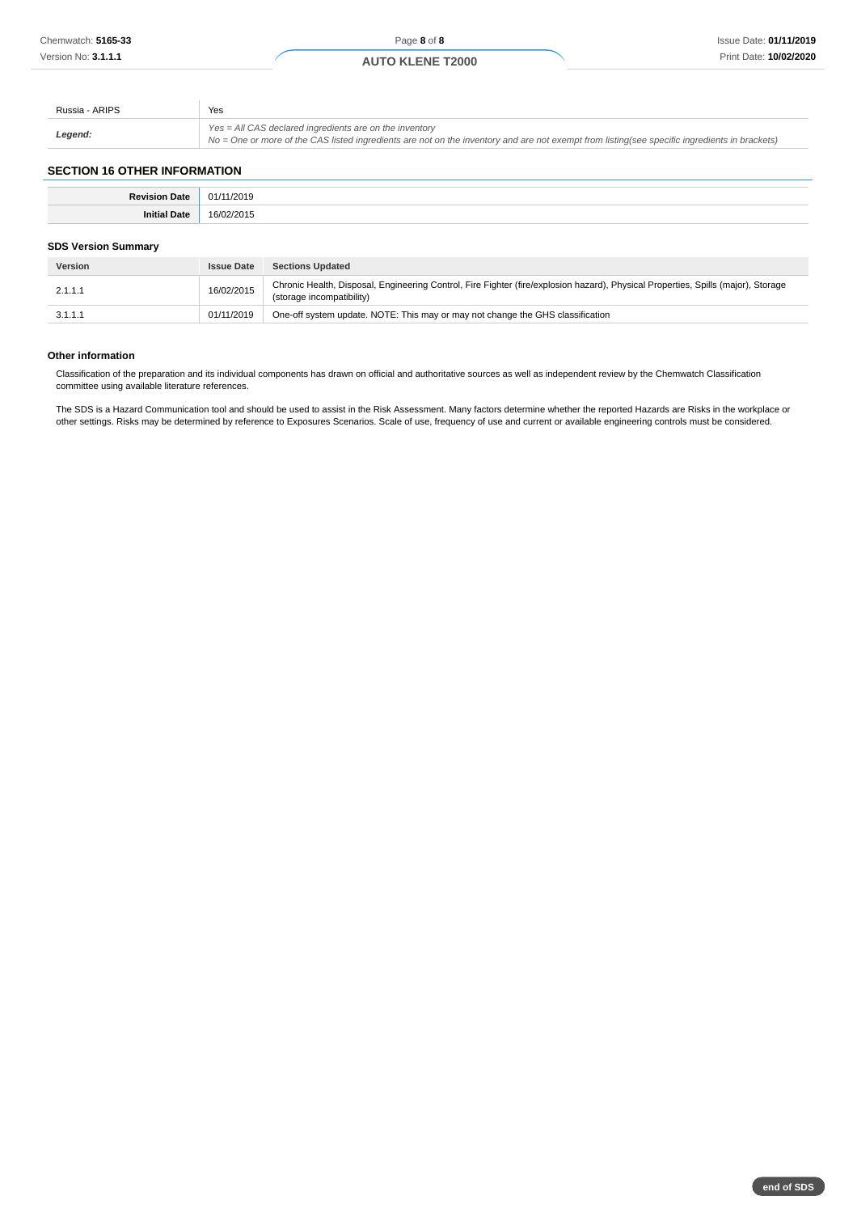| | |
|---|---|
| Russia - ARIPS | Yes |
| ***Legend:*** | *Yes = All CAS declared ingredients are on the inventory*<br>*No = One or more of the CAS listed ingredients are not on the inventory and are not exempt from listing(see specific ingredients in brackets)* |

## SECTION 16 OTHER INFORMATION

| | |
|---|---|
| **Revision Date** | 01/11/2019 |
| **Initial Date** | 16/02/2015 |

### SDS Version Summary

| Version | Issue Date | Sections Updated |
|---|---|---|
| 2.1.1.1 | 16/02/2015 | Chronic Health, Disposal, Engineering Control, Fire Fighter (fire/explosion hazard), Physical Properties, Spills (major), Storage (storage incompatibility) |
| 3.1.1.1 | 01/11/2019 | One-off system update. NOTE: This may or may not change the GHS classification |

### Other information

Classification of the preparation and its individual components has drawn on official and authoritative sources as well as independent review by the Chemwatch Classification committee using available literature references.

The SDS is a Hazard Communication tool and should be used to assist in the Risk Assessment. Many factors determine whether the reported Hazards are Risks in the workplace or other settings. Risks may be determined by reference to Exposures Scenarios. Scale of use, frequency of use and current or available engineering controls must be considered.

**end of SDS**